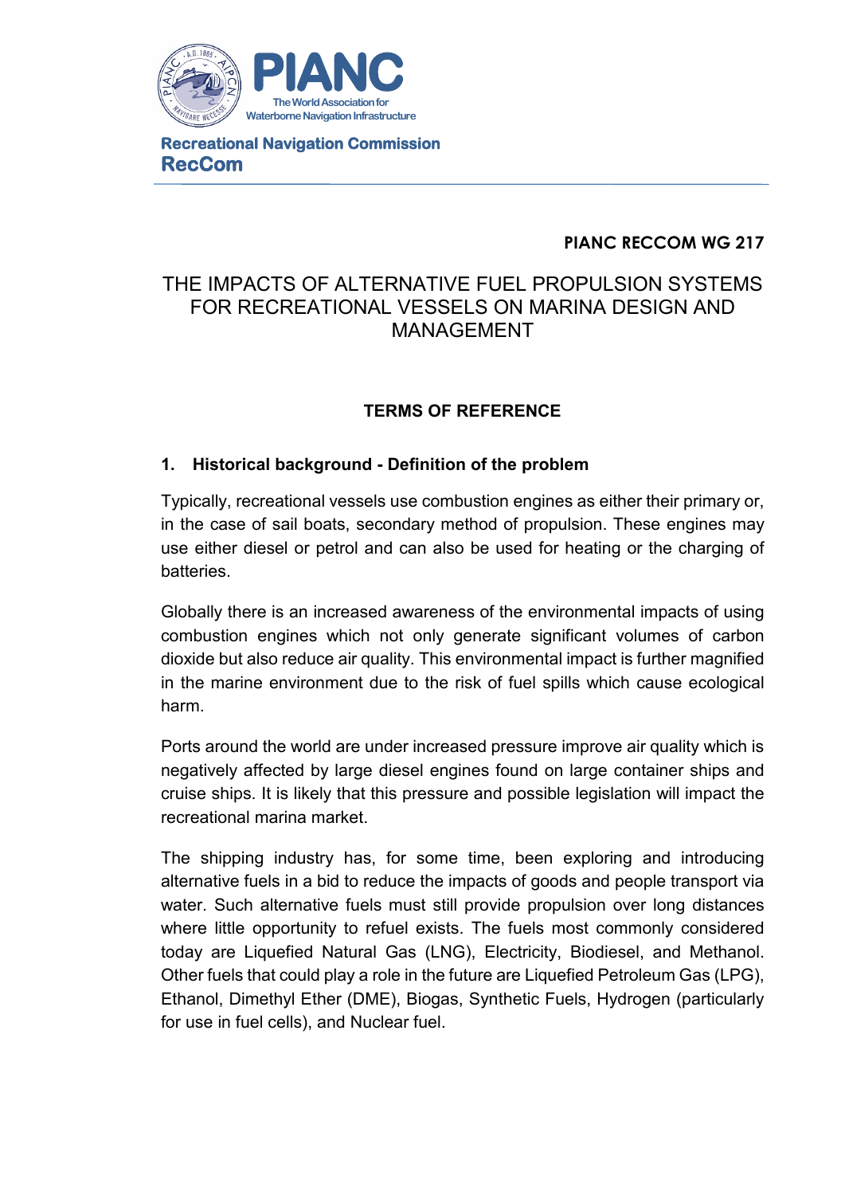PIANC

The World Association for Waterborne Navigation Infrastructure

**Recreational Navigation Commission**
**RecCom**

**PIANC RECCOM WG 217**

# THE IMPACTS OF ALTERNATIVE FUEL PROPULSION SYSTEMS FOR RECREATIONAL VESSELS ON MARINA DESIGN AND MANAGEMENT

## TERMS OF REFERENCE

### 1. Historical background - Definition of the problem

Typically, recreational vessels use combustion engines as either their primary or, in the case of sail boats, secondary method of propulsion. These engines may use either diesel or petrol and can also be used for heating or the charging of batteries.

Globally there is an increased awareness of the environmental impacts of using combustion engines which not only generate significant volumes of carbon dioxide but also reduce air quality. This environmental impact is further magnified in the marine environment due to the risk of fuel spills which cause ecological harm.

Ports around the world are under increased pressure improve air quality which is negatively affected by large diesel engines found on large container ships and cruise ships. It is likely that this pressure and possible legislation will impact the recreational marina market.

The shipping industry has, for some time, been exploring and introducing alternative fuels in a bid to reduce the impacts of goods and people transport via water. Such alternative fuels must still provide propulsion over long distances where little opportunity to refuel exists. The fuels most commonly considered today are Liquefied Natural Gas (LNG), Electricity, Biodiesel, and Methanol. Other fuels that could play a role in the future are Liquefied Petroleum Gas (LPG), Ethanol, Dimethyl Ether (DME), Biogas, Synthetic Fuels, Hydrogen (particularly for use in fuel cells), and Nuclear fuel.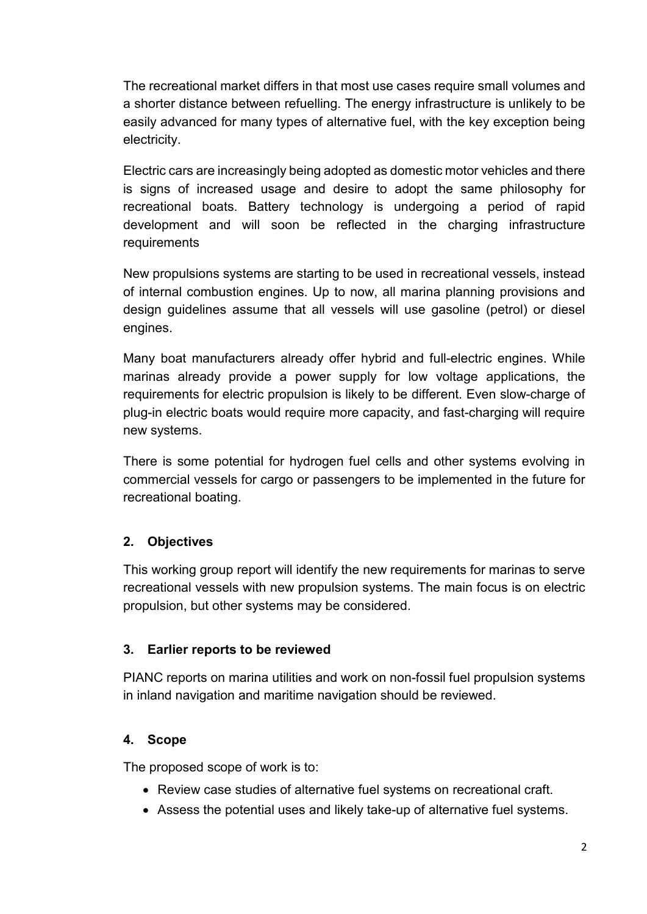The recreational market differs in that most use cases require small volumes and a shorter distance between refuelling. The energy infrastructure is unlikely to be easily advanced for many types of alternative fuel, with the key exception being electricity.

Electric cars are increasingly being adopted as domestic motor vehicles and there is signs of increased usage and desire to adopt the same philosophy for recreational boats. Battery technology is undergoing a period of rapid development and will soon be reflected in the charging infrastructure requirements

New propulsions systems are starting to be used in recreational vessels, instead of internal combustion engines. Up to now, all marina planning provisions and design guidelines assume that all vessels will use gasoline (petrol) or diesel engines.

Many boat manufacturers already offer hybrid and full-electric engines. While marinas already provide a power supply for low voltage applications, the requirements for electric propulsion is likely to be different. Even slow-charge of plug-in electric boats would require more capacity, and fast-charging will require new systems.

There is some potential for hydrogen fuel cells and other systems evolving in commercial vessels for cargo or passengers to be implemented in the future for recreational boating.

## 2. Objectives

This working group report will identify the new requirements for marinas to serve recreational vessels with new propulsion systems. The main focus is on electric propulsion, but other systems may be considered.

## 3. Earlier reports to be reviewed

PIANC reports on marina utilities and work on non-fossil fuel propulsion systems in inland navigation and maritime navigation should be reviewed.

## 4. Scope

The proposed scope of work is to:

- Review case studies of alternative fuel systems on recreational craft.
- Assess the potential uses and likely take-up of alternative fuel systems.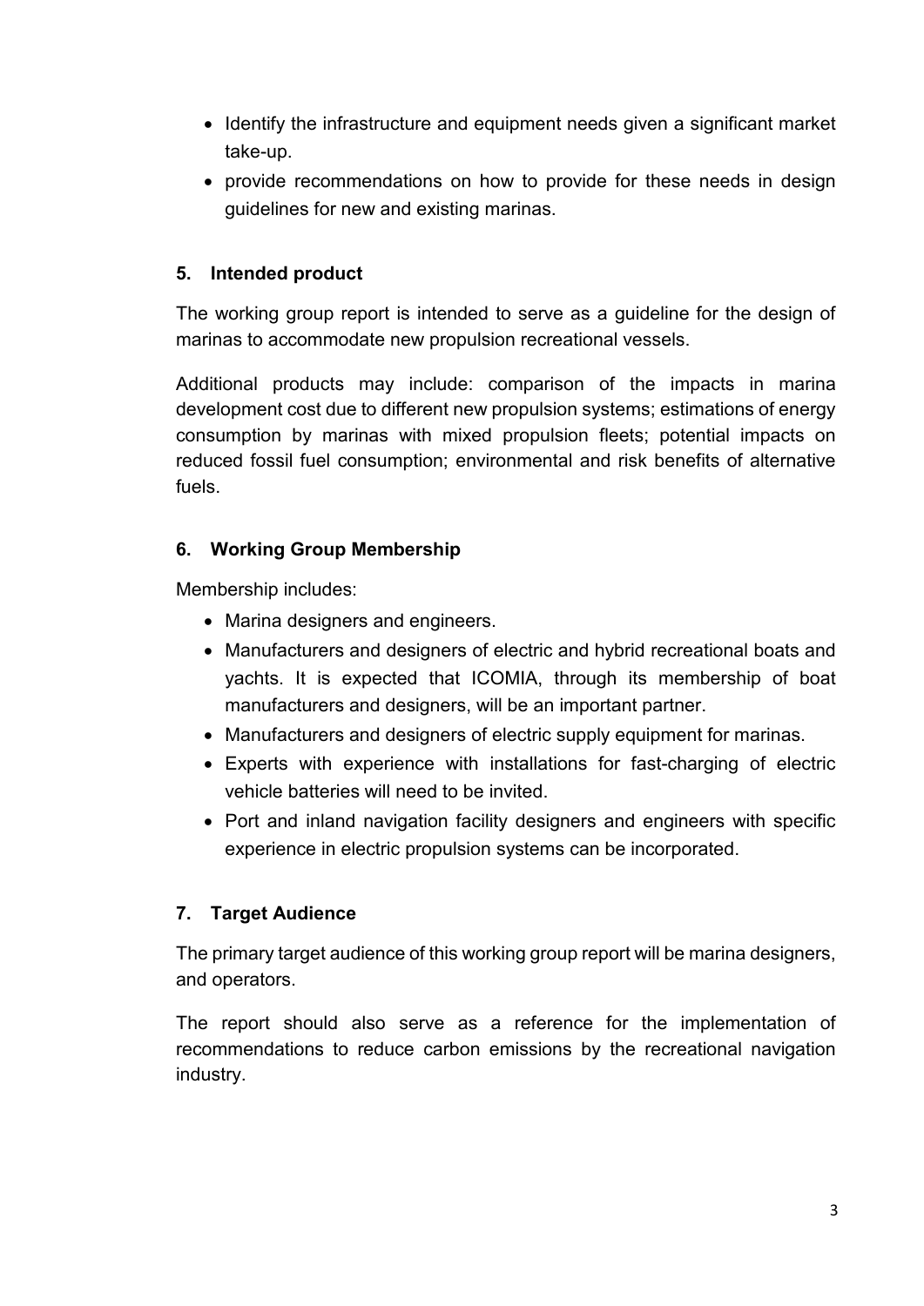- Identify the infrastructure and equipment needs given a significant market take-up.
- provide recommendations on how to provide for these needs in design guidelines for new and existing marinas.

## 5. Intended product

The working group report is intended to serve as a guideline for the design of marinas to accommodate new propulsion recreational vessels.

Additional products may include: comparison of the impacts in marina development cost due to different new propulsion systems; estimations of energy consumption by marinas with mixed propulsion fleets; potential impacts on reduced fossil fuel consumption; environmental and risk benefits of alternative fuels.

## 6. Working Group Membership

Membership includes:

- Marina designers and engineers.
- Manufacturers and designers of electric and hybrid recreational boats and yachts. It is expected that ICOMIA, through its membership of boat manufacturers and designers, will be an important partner.
- Manufacturers and designers of electric supply equipment for marinas.
- Experts with experience with installations for fast-charging of electric vehicle batteries will need to be invited.
- Port and inland navigation facility designers and engineers with specific experience in electric propulsion systems can be incorporated.

## 7. Target Audience

The primary target audience of this working group report will be marina designers, and operators.

The report should also serve as a reference for the implementation of recommendations to reduce carbon emissions by the recreational navigation industry.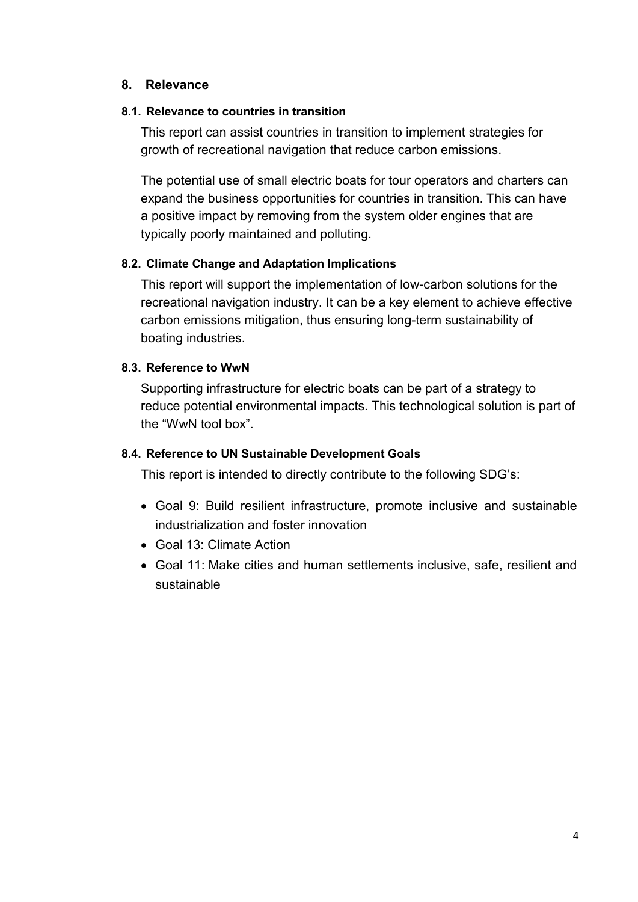## 8. Relevance

### 8.1. Relevance to countries in transition

This report can assist countries in transition to implement strategies for growth of recreational navigation that reduce carbon emissions.

The potential use of small electric boats for tour operators and charters can expand the business opportunities for countries in transition. This can have a positive impact by removing from the system older engines that are typically poorly maintained and polluting.

### 8.2. Climate Change and Adaptation Implications

This report will support the implementation of low-carbon solutions for the recreational navigation industry. It can be a key element to achieve effective carbon emissions mitigation, thus ensuring long-term sustainability of boating industries.

### 8.3. Reference to WwN

Supporting infrastructure for electric boats can be part of a strategy to reduce potential environmental impacts. This technological solution is part of the "WwN tool box".

### 8.4. Reference to UN Sustainable Development Goals

This report is intended to directly contribute to the following SDG's:

- Goal 9: Build resilient infrastructure, promote inclusive and sustainable industrialization and foster innovation
- Goal 13: Climate Action
- Goal 11: Make cities and human settlements inclusive, safe, resilient and sustainable